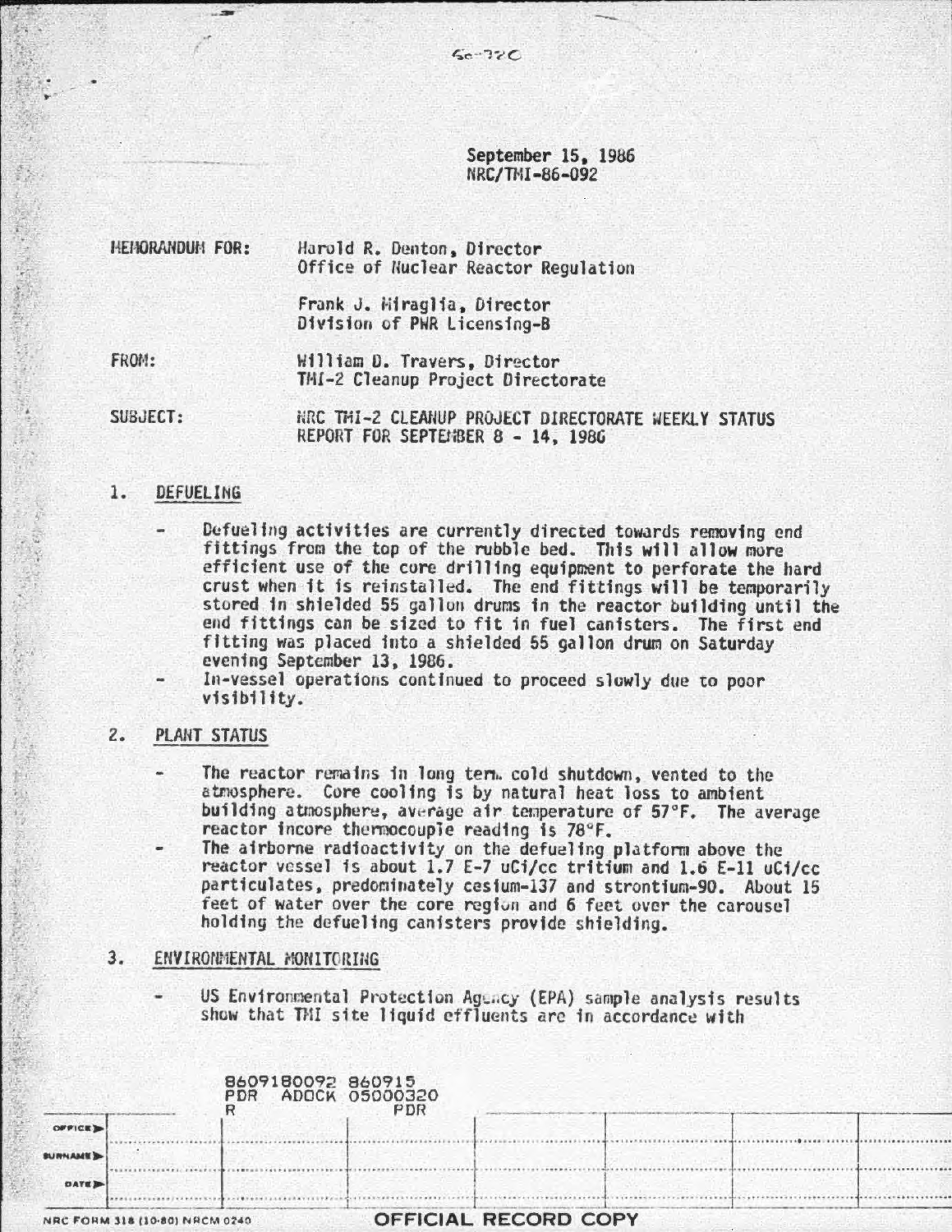September 15, 1986
NRC/TMI-86-092

MEMORANDUM FOR: Harold R. Denton, Director
Office of Nuclear Reactor Regulation

Frank J. Miraglia, Director
Division of PWR Licensing-B

FROM: William D. Travers, Director
TMI-2 Cleanup Project Directorate

SUBJECT: NRC TMI-2 CLEANUP PROJECT DIRECTORATE WEEKLY STATUS REPORT FOR SEPTEMBER 8 - 14, 1986

## 1. DEFUELING

- Defueling activities are currently directed towards removing end fittings from the top of the rubble bed. This will allow more efficient use of the core drilling equipment to perforate the hard crust when it is reinstalled. The end fittings will be temporarily stored in shielded 55 gallon drums in the reactor building until the end fittings can be sized to fit in fuel canisters. The first end fitting was placed into a shielded 55 gallon drum on Saturday evening September 13, 1986.
- In-vessel operations continued to proceed slowly due to poor visibility.

## 2. PLANT STATUS

- The reactor remains in long term cold shutdown, vented to the atmosphere. Core cooling is by natural heat loss to ambient building atmosphere, average air temperature of 57°F. The average reactor incore thermocouple reading is 78°F.
- The airborne radioactivity on the defueling platform above the reactor vessel is about 1.7 E-7 uCi/cc tritium and 1.6 E-11 uCi/cc particulates, predominately cesium-137 and strontium-90. About 15 feet of water over the core region and 6 feet over the carousel holding the defueling canisters provide shielding.

## 3. ENVIRONMENTAL MONITORING

- US Environmental Protection Agency (EPA) sample analysis results show that TMI site liquid effluents are in accordance with

8609180092 860915
PDR ADOCK 05000320
R PDR

OFFICIAL RECORD COPY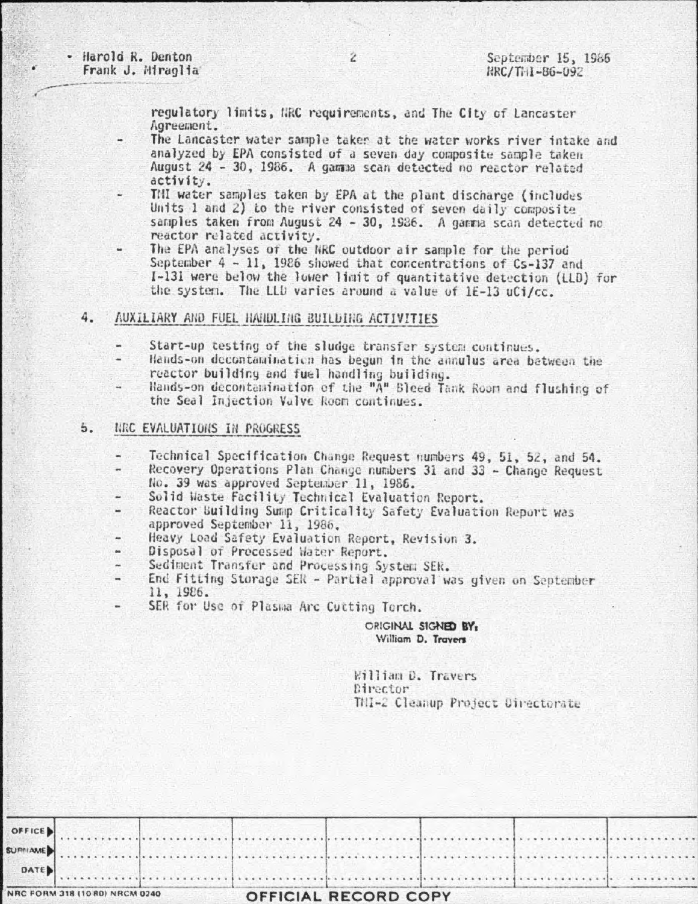Harold R. Denton
Frank J. Miraglia

September 15, 1986
NRC/TMI-86-092

regulatory limits, NRC requirements, and The City of Lancaster Agreement.

- The Lancaster water sample taken at the water works river intake and analyzed by EPA consisted of a seven day composite sample taken August 24 - 30, 1986. A gamma scan detected no reactor related activity.
- TMI water samples taken by EPA at the plant discharge (includes Units 1 and 2) to the river consisted of seven daily composite samples taken from August 24 - 30, 1986. A gamma scan detected no reactor related activity.
- The EPA analyses of the NRC outdoor air sample for the period September 4 - 11, 1986 showed that concentrations of Cs-137 and I-131 were below the lower limit of quantitative detection (LLD) for the system. The LLD varies around a value of 1E-13 uCi/cc.

## 4. AUXILIARY AND FUEL HANDLING BUILDING ACTIVITIES

- Start-up testing of the sludge transfer system continues.
- Hands-on decontamination has begun in the annulus area between the reactor building and fuel handling building.
- Hands-on decontamination of the "A" Bleed Tank Room and flushing of the Seal Injection Valve Room continues.

## 5. NRC EVALUATIONS IN PROGRESS

- Technical Specification Change Request numbers 49, 51, 52, and 54.
- Recovery Operations Plan Change numbers 31 and 33 - Change Request No. 39 was approved September 11, 1986.
- Solid Waste Facility Technical Evaluation Report.
- Reactor Building Sump Criticality Safety Evaluation Report was approved September 11, 1986.
- Heavy Load Safety Evaluation Report, Revision 3.
- Disposal of Processed Water Report.
- Sediment Transfer and Processing System SER.
- End Fitting Storage SER - Partial approval was given on September 11, 1986.
- SER for Use of Plasma Arc Cutting Torch.

ORIGINAL SIGNED BY:
William D. Travers

William D. Travers
Director
TMI-2 Cleanup Project Directorate

| OFFICE | | | | | | | |
|---|---|---|---|---|---|---|---|
| SURNAME | | | | | | | |
| DATE | | | | | | | |

NRC FORM 318 (10 80) NRCM 0240

OFFICIAL RECORD COPY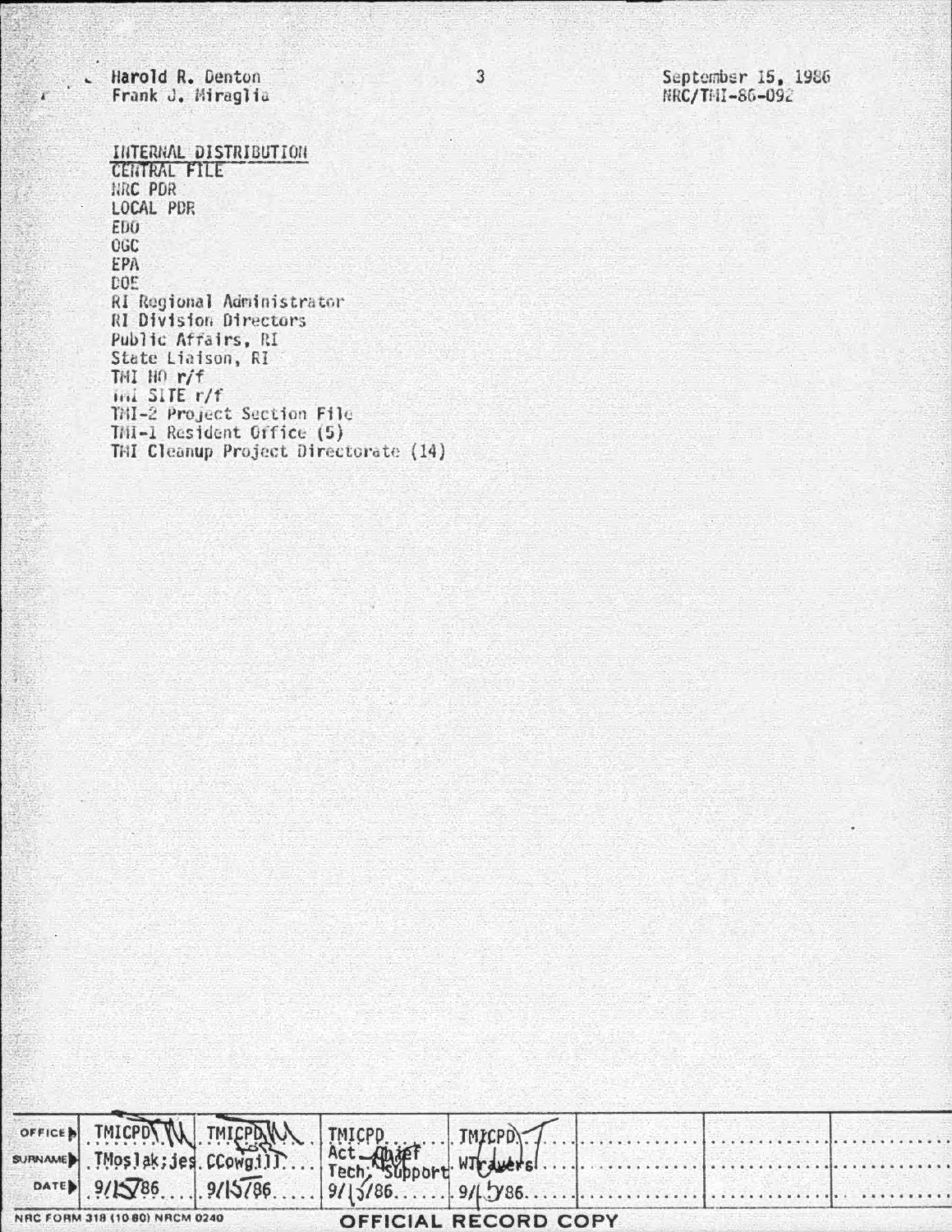Harold R. Denton
Frank J. Miraglia

September 15, 1986
NRC/TMI-86-092

INTERNAL DISTRIBUTION
CENTRAL FILE
NRC PDR
LOCAL PDR
EDO
OGC
EPA
DOE
RI Regional Administrator
RI Division Directors
Public Affairs, RI
State Liaison, RI
TMI HQ r/f
TMI SITE r/f
TMI-2 Project Section File
TMI-1 Resident Office (5)
TMI Cleanup Project Directorate (14)

| | | | | | | | |
|---|---|---|---|---|---|---|---|
| OFFICE | TMICPD | TMICPD | TMICPD Act. Chief Tech. Support | TMICPD | | | |
| SURNAME | TMoslak;jes | CCowgill | | WTravers | | | |
| DATE | 9/15/86 | 9/15/86 | 9/15/86 | 9/15/86 | | | |

NRC FORM 318 (10 80) NRCM 0240

OFFICIAL RECORD COPY